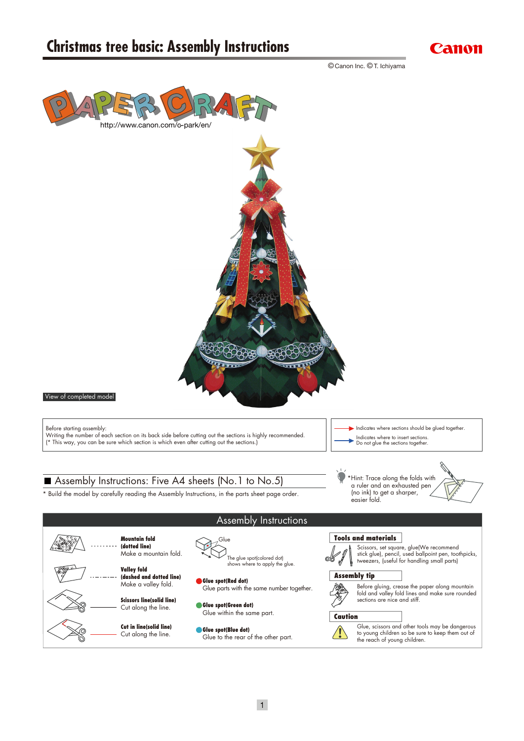# Christmas tree basic: Assembly Instructions

©Canon Inc. ©T. Ichiyama

PAPER CRAFT
http://www.canon.com/c-park/en/

View of completed model

Before starting assembly:
Writing the number of each section on its back side before cutting out the sections is highly recommended.
(* This way, you can be sure which section is which even after cutting out the sections.)

→ Indicates where sections should be glued together.

→ Indicates where to insert sections.
Do not glue the sections together.

## Assembly Instructions: Five A4 sheets (No.1 to No.5)

* Build the model by carefully reading the Assembly Instructions, in the parts sheet page order.

*Hint: Trace along the folds with a ruler and an exhausted pen (no ink) to get a sharper, easier fold.

## Assembly Instructions

**Mountain fold (dotted line)**
Make a mountain fold.

**Valley fold (dashed and dotted line)**
Make a valley fold.

**Scissors line(solid line)**
Cut along the line.

**Cut in line(solid line)**
Cut along the line.

Glue

The glue spot(colored dot) shows where to apply the glue.

**Glue spot(Red dot)**
Glue parts with the same number together.

**Glue spot(Green dot)**
Glue within the same part.

**Glue spot(Blue dot)**
Glue to the rear of the other part.

**Tools and materials**

Scissors, set square, glue(We recommend stick glue), pencil, used ballpoint pen, toothpicks, tweezers, (useful for handling small parts)

**Assembly tip**

Before gluing, crease the paper along mountain fold and valley fold lines and make sure rounded sections are nice and stiff.

**Caution**

Glue, scissors and other tools may be dangerous to young children so be sure to keep them out of the reach of young children.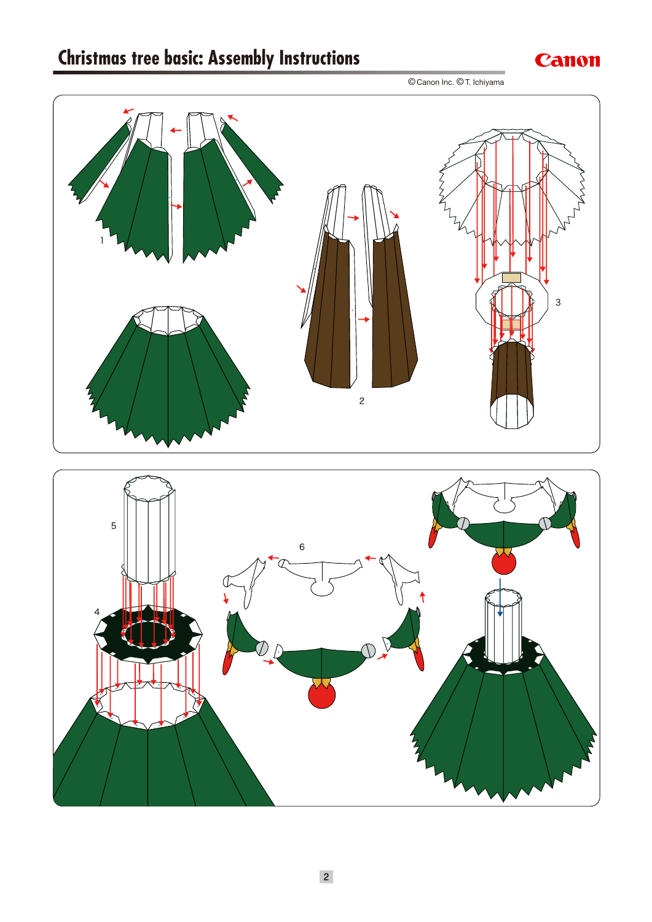# Christmas tree basic: Assembly Instructions

©Canon Inc. ©T. Ichiyama

1

2

3

5

4

6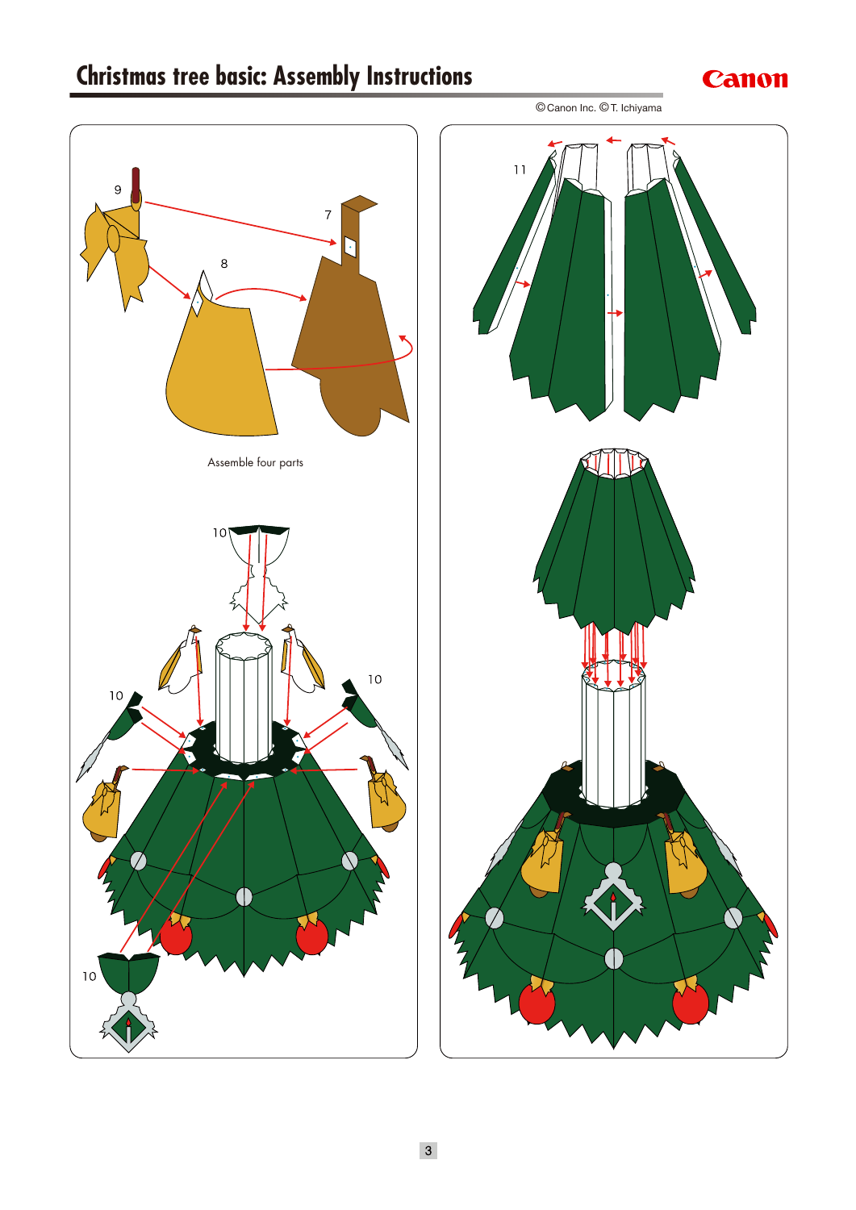# Christmas tree basic: Assembly Instructions

©Canon Inc. ©T. Ichiyama

9

7

8

Assemble four parts

10

10

10

10

11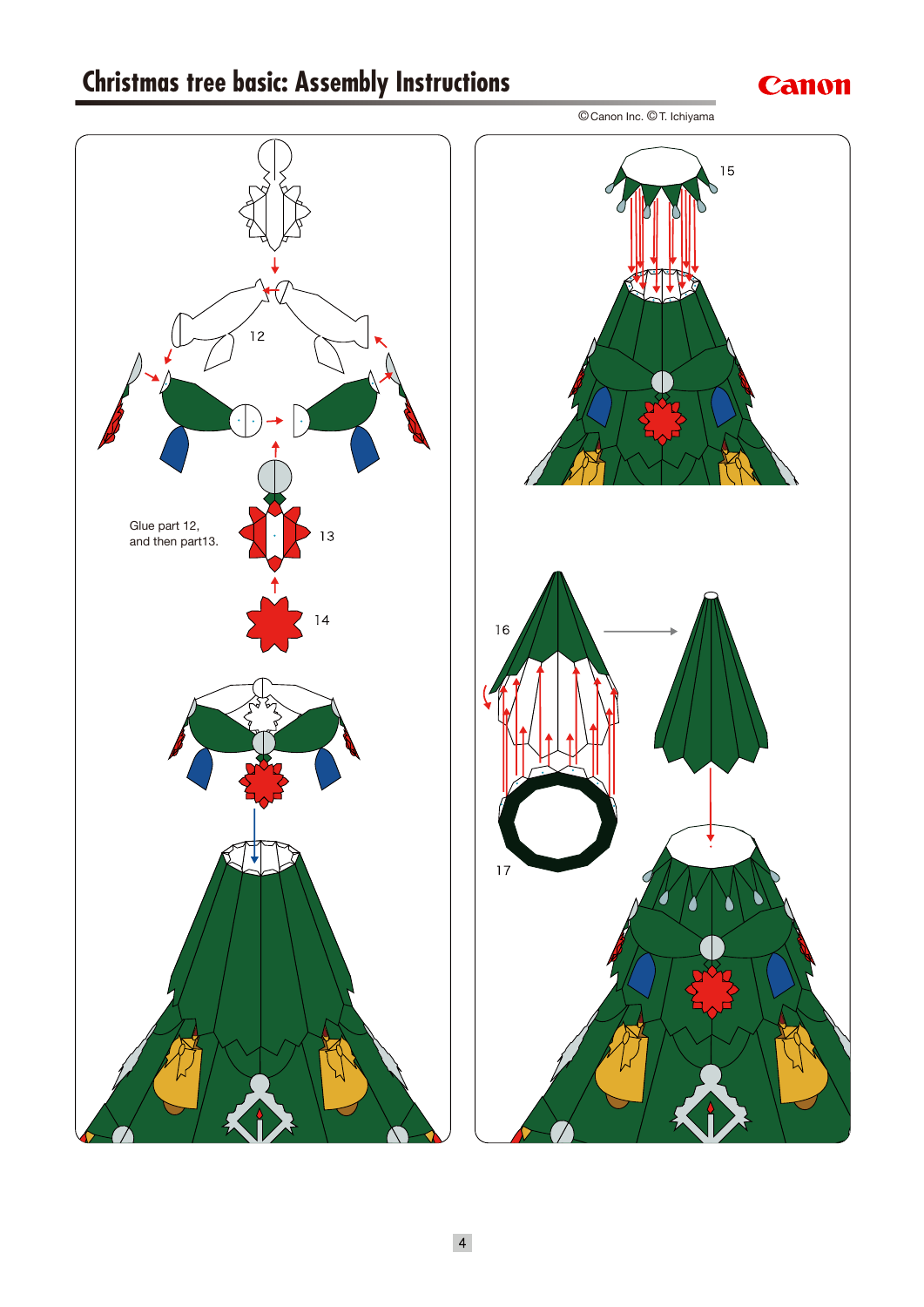# Christmas tree basic: Assembly Instructions

Canon

©Canon Inc. ©T. Ichiyama

12

Glue part 12, and then part13.

13

14

15

16

17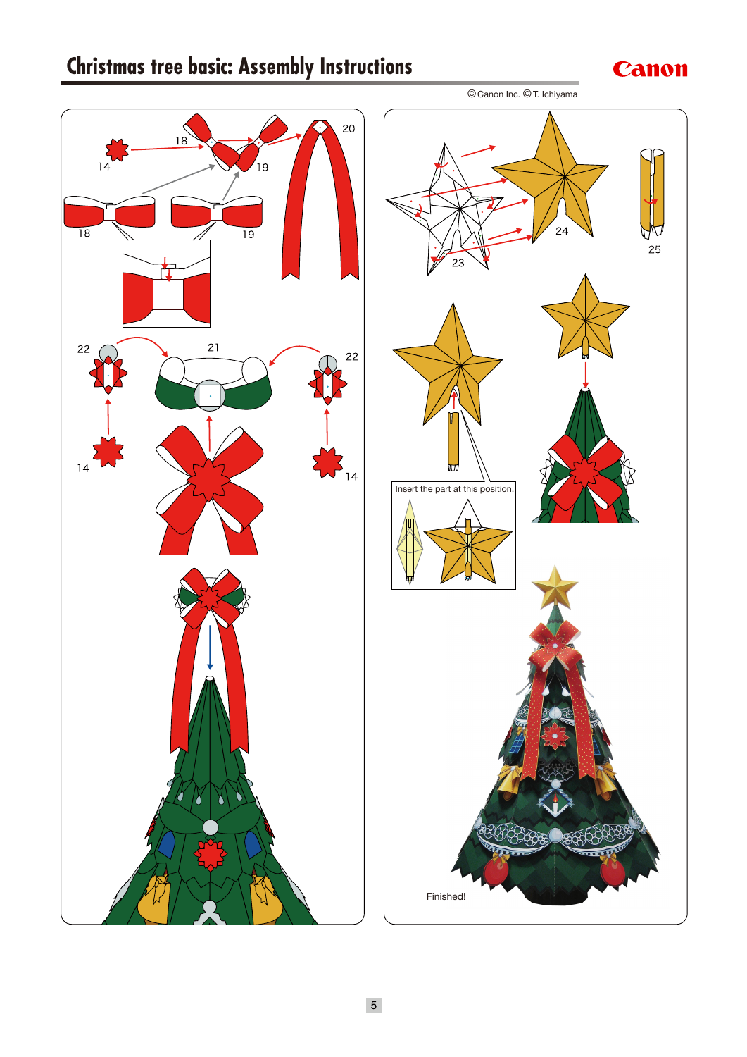# Christmas tree basic: Assembly Instructions

©Canon Inc. ©T. Ichiyama

18

14

19

20

18

19

22

21

22

14

14

23

24

25

Insert the part at this position.

Finished!